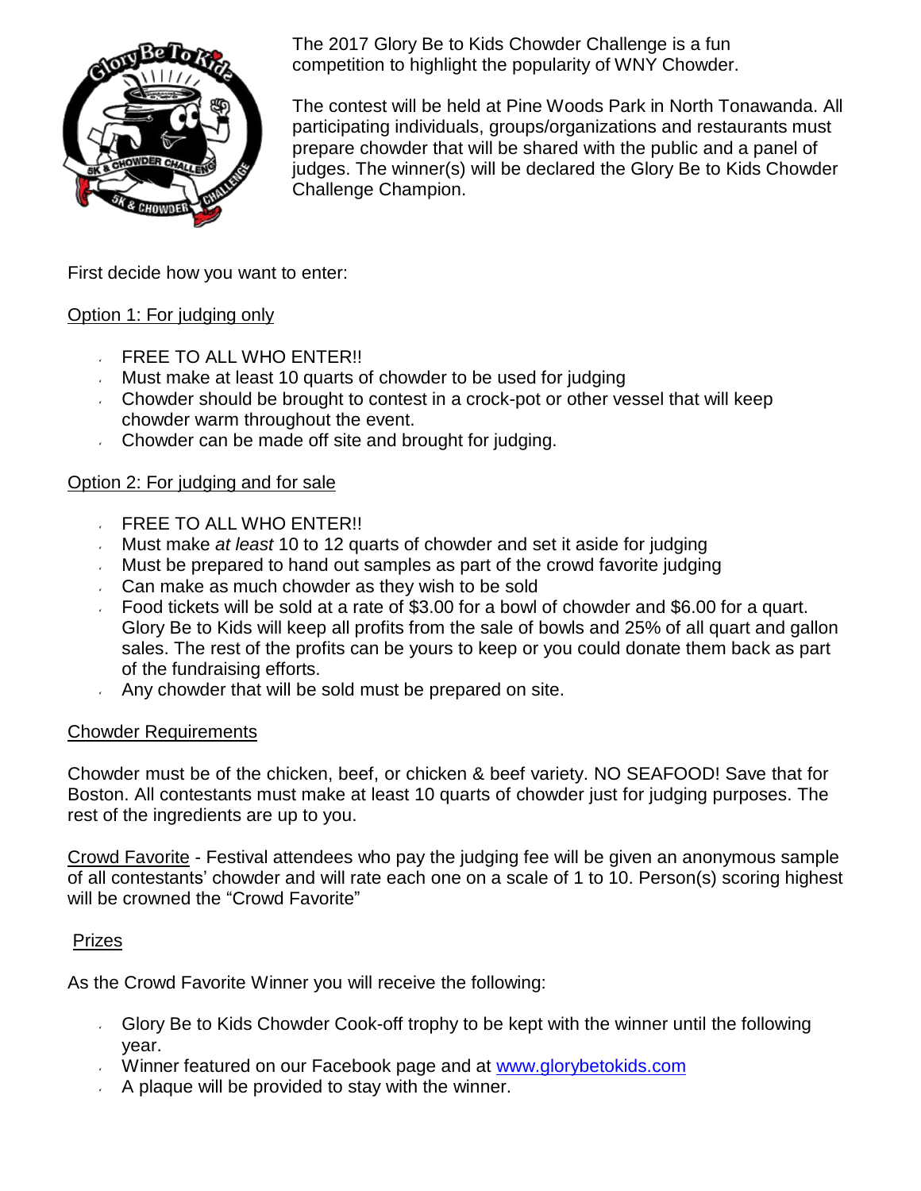The 2017 Glory Be to Kids Chowder Challenge is a fun competition to highlight the popularity of WNY Chowder.

The contest will be held at Pine Woods Park in North Tonawanda. All participating individuals, groups/organizations and restaurants must prepare chowder that will be shared with the public and a panel of judges. The winner(s) will be declared the Glory Be to Kids Chowder Challenge Champion.

First decide how you want to enter:

<u>Option 1: For judging only</u>

- FREE TO ALL WHO ENTER!!
- Must make at least 10 quarts of chowder to be used for judging
- Chowder should be brought to contest in a crock-pot or other vessel that will keep chowder warm throughout the event.
- Chowder can be made off site and brought for judging.

<u>Option 2: For judging and for sale</u>

- FREE TO ALL WHO ENTER!!
- Must make *at least* 10 to 12 quarts of chowder and set it aside for judging
- Must be prepared to hand out samples as part of the crowd favorite judging
- Can make as much chowder as they wish to be sold
- Food tickets will be sold at a rate of $3.00 for a bowl of chowder and $6.00 for a quart. Glory Be to Kids will keep all profits from the sale of bowls and 25% of all quart and gallon sales. The rest of the profits can be yours to keep or you could donate them back as part of the fundraising efforts.
- Any chowder that will be sold must be prepared on site.

<u>Chowder Requirements</u>

Chowder must be of the chicken, beef, or chicken & beef variety. NO SEAFOOD! Save that for Boston. All contestants must make at least 10 quarts of chowder just for judging purposes. The rest of the ingredients are up to you.

<u>Crowd Favorite</u> - Festival attendees who pay the judging fee will be given an anonymous sample of all contestants' chowder and will rate each one on a scale of 1 to 10. Person(s) scoring highest will be crowned the "Crowd Favorite"

<u>Prizes</u>

As the Crowd Favorite Winner you will receive the following:

- Glory Be to Kids Chowder Cook-off trophy to be kept with the winner until the following year.
- Winner featured on our Facebook page and at www.glorybetokids.com
- A plaque will be provided to stay with the winner.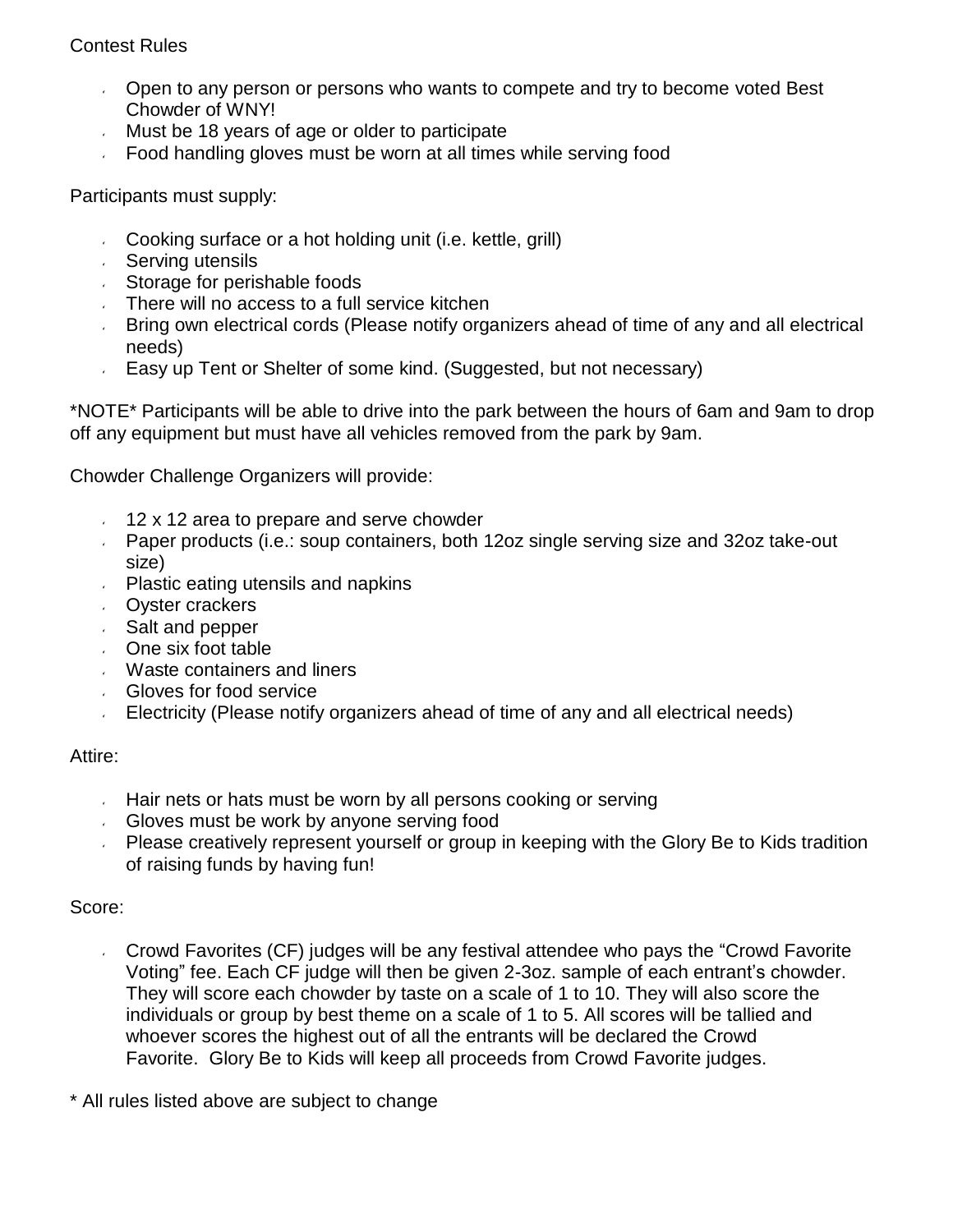Contest Rules

- Open to any person or persons who wants to compete and try to become voted Best Chowder of WNY!
- Must be 18 years of age or older to participate
- Food handling gloves must be worn at all times while serving food

Participants must supply:

- Cooking surface or a hot holding unit (i.e. kettle, grill)
- Serving utensils
- Storage for perishable foods
- There will no access to a full service kitchen
- Bring own electrical cords (Please notify organizers ahead of time of any and all electrical needs)
- Easy up Tent or Shelter of some kind. (Suggested, but not necessary)

*NOTE* Participants will be able to drive into the park between the hours of 6am and 9am to drop off any equipment but must have all vehicles removed from the park by 9am.

Chowder Challenge Organizers will provide:

- 12 x 12 area to prepare and serve chowder
- Paper products (i.e.: soup containers, both 12oz single serving size and 32oz take-out size)
- Plastic eating utensils and napkins
- Oyster crackers
- Salt and pepper
- One six foot table
- Waste containers and liners
- Gloves for food service
- Electricity (Please notify organizers ahead of time of any and all electrical needs)

Attire:

- Hair nets or hats must be worn by all persons cooking or serving
- Gloves must be work by anyone serving food
- Please creatively represent yourself or group in keeping with the Glory Be to Kids tradition of raising funds by having fun!

Score:

- Crowd Favorites (CF) judges will be any festival attendee who pays the "Crowd Favorite Voting" fee. Each CF judge will then be given 2-3oz. sample of each entrant's chowder. They will score each chowder by taste on a scale of 1 to 10. They will also score the individuals or group by best theme on a scale of 1 to 5. All scores will be tallied and whoever scores the highest out of all the entrants will be declared the Crowd Favorite. Glory Be to Kids will keep all proceeds from Crowd Favorite judges.

* All rules listed above are subject to change